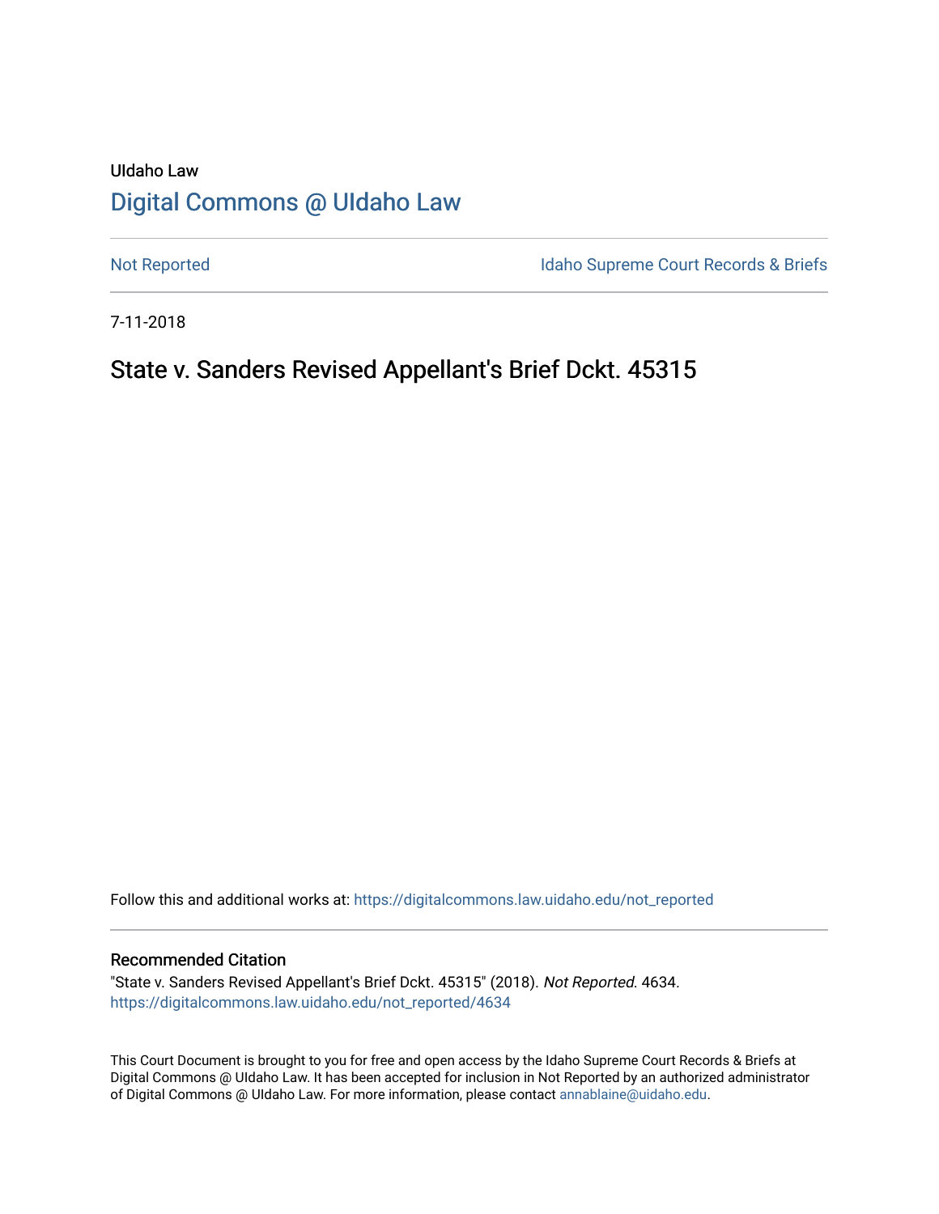UIdaho Law

# Digital Commons @ UIdaho Law

Not Reported

Idaho Supreme Court Records & Briefs

7-11-2018

## State v. Sanders Revised Appellant's Brief Dckt. 45315

Follow this and additional works at: https://digitalcommons.law.uidaho.edu/not_reported

### Recommended Citation

"State v. Sanders Revised Appellant's Brief Dckt. 45315" (2018). *Not Reported*. 4634.
https://digitalcommons.law.uidaho.edu/not_reported/4634

This Court Document is brought to you for free and open access by the Idaho Supreme Court Records & Briefs at Digital Commons @ UIdaho Law. It has been accepted for inclusion in Not Reported by an authorized administrator of Digital Commons @ UIdaho Law. For more information, please contact annablaine@uidaho.edu.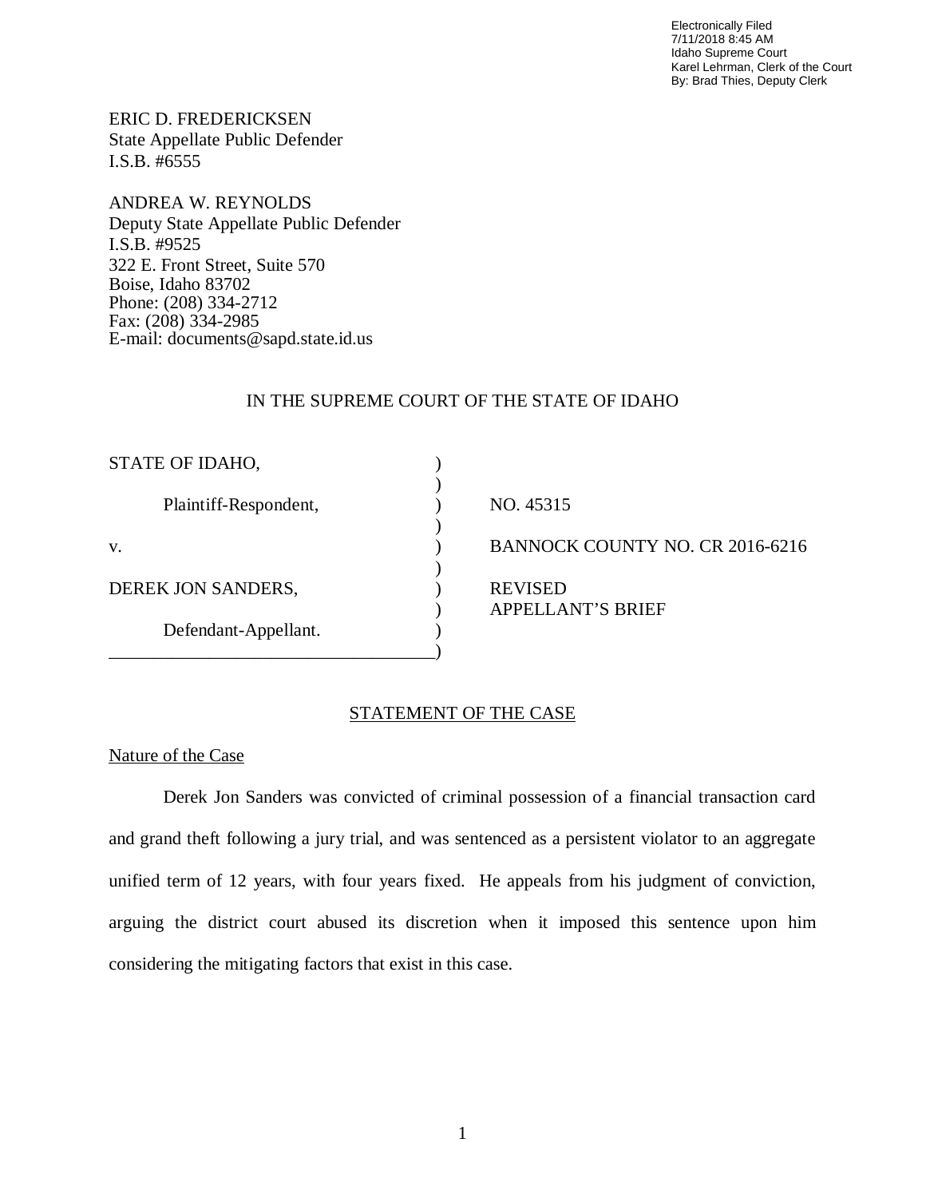Electronically Filed
7/11/2018 8:45 AM
Idaho Supreme Court
Karel Lehrman, Clerk of the Court
By: Brad Thies, Deputy Clerk

ERIC D. FREDERICKSEN
State Appellate Public Defender
I.S.B. #6555

ANDREA W. REYNOLDS
Deputy State Appellate Public Defender
I.S.B. #9525
322 E. Front Street, Suite 570
Boise, Idaho 83702
Phone: (208) 334-2712
Fax: (208) 334-2985
E-mail: documents@sapd.state.id.us

IN THE SUPREME COURT OF THE STATE OF IDAHO

| | |
|---|---|
| STATE OF IDAHO, | |
| Plaintiff-Respondent, | NO. 45315 |
| v. | BANNOCK COUNTY NO. CR 2016-6216 |
| DEREK JON SANDERS, | REVISED APPELLANT'S BRIEF |
| Defendant-Appellant. | |

## STATEMENT OF THE CASE

### Nature of the Case

Derek Jon Sanders was convicted of criminal possession of a financial transaction card and grand theft following a jury trial, and was sentenced as a persistent violator to an aggregate unified term of 12 years, with four years fixed. He appeals from his judgment of conviction, arguing the district court abused its discretion when it imposed this sentence upon him considering the mitigating factors that exist in this case.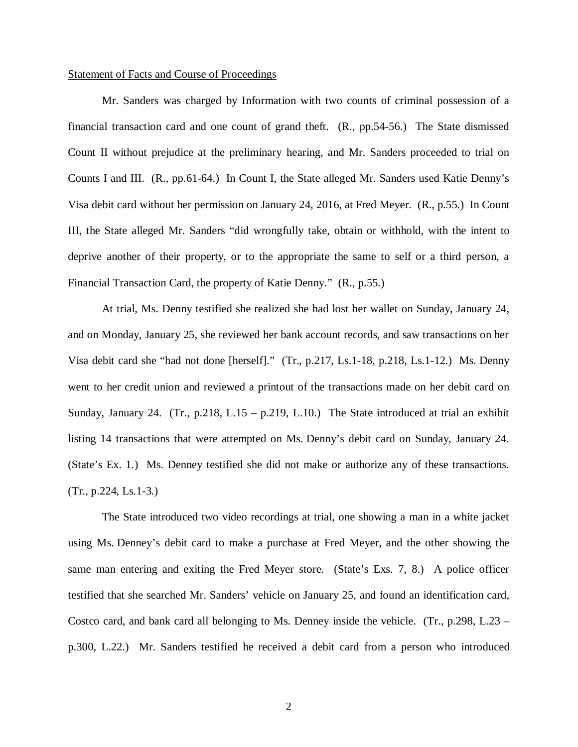Statement of Facts and Course of Proceedings

Mr. Sanders was charged by Information with two counts of criminal possession of a financial transaction card and one count of grand theft. (R., pp.54-56.) The State dismissed Count II without prejudice at the preliminary hearing, and Mr. Sanders proceeded to trial on Counts I and III. (R., pp.61-64.) In Count I, the State alleged Mr. Sanders used Katie Denny's Visa debit card without her permission on January 24, 2016, at Fred Meyer. (R., p.55.) In Count III, the State alleged Mr. Sanders "did wrongfully take, obtain or withhold, with the intent to deprive another of their property, or to the appropriate the same to self or a third person, a Financial Transaction Card, the property of Katie Denny." (R., p.55.)

At trial, Ms. Denny testified she realized she had lost her wallet on Sunday, January 24, and on Monday, January 25, she reviewed her bank account records, and saw transactions on her Visa debit card she "had not done [herself]." (Tr., p.217, Ls.1-18, p.218, Ls.1-12.) Ms. Denny went to her credit union and reviewed a printout of the transactions made on her debit card on Sunday, January 24. (Tr., p.218, L.15 – p.219, L.10.) The State introduced at trial an exhibit listing 14 transactions that were attempted on Ms. Denny's debit card on Sunday, January 24. (State's Ex. 1.) Ms. Denney testified she did not make or authorize any of these transactions. (Tr., p.224, Ls.1-3.)

The State introduced two video recordings at trial, one showing a man in a white jacket using Ms. Denney's debit card to make a purchase at Fred Meyer, and the other showing the same man entering and exiting the Fred Meyer store. (State's Exs. 7, 8.) A police officer testified that she searched Mr. Sanders' vehicle on January 25, and found an identification card, Costco card, and bank card all belonging to Ms. Denney inside the vehicle. (Tr., p.298, L.23 – p.300, L.22.) Mr. Sanders testified he received a debit card from a person who introduced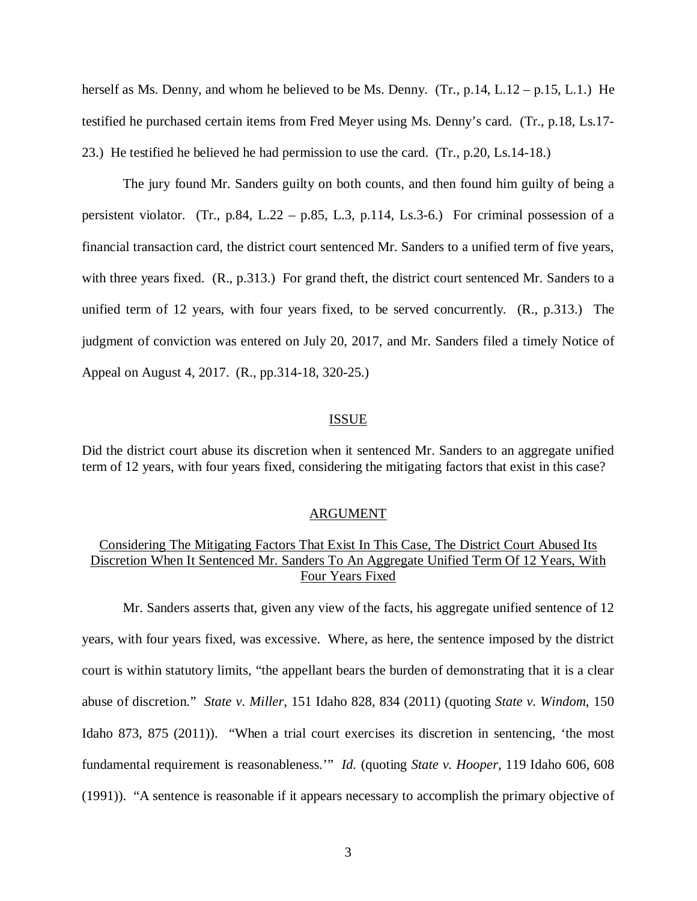herself as Ms. Denny, and whom he believed to be Ms. Denny. (Tr., p.14, L.12 – p.15, L.1.) He testified he purchased certain items from Fred Meyer using Ms. Denny's card. (Tr., p.18, Ls.17-23.) He testified he believed he had permission to use the card. (Tr., p.20, Ls.14-18.)

The jury found Mr. Sanders guilty on both counts, and then found him guilty of being a persistent violator. (Tr., p.84, L.22 – p.85, L.3, p.114, Ls.3-6.) For criminal possession of a financial transaction card, the district court sentenced Mr. Sanders to a unified term of five years, with three years fixed. (R., p.313.) For grand theft, the district court sentenced Mr. Sanders to a unified term of 12 years, with four years fixed, to be served concurrently. (R., p.313.) The judgment of conviction was entered on July 20, 2017, and Mr. Sanders filed a timely Notice of Appeal on August 4, 2017. (R., pp.314-18, 320-25.)

## ISSUE

Did the district court abuse its discretion when it sentenced Mr. Sanders to an aggregate unified term of 12 years, with four years fixed, considering the mitigating factors that exist in this case?

## ARGUMENT

### Considering The Mitigating Factors That Exist In This Case, The District Court Abused Its Discretion When It Sentenced Mr. Sanders To An Aggregate Unified Term Of 12 Years, With Four Years Fixed

Mr. Sanders asserts that, given any view of the facts, his aggregate unified sentence of 12 years, with four years fixed, was excessive. Where, as here, the sentence imposed by the district court is within statutory limits, "the appellant bears the burden of demonstrating that it is a clear abuse of discretion." *State v. Miller*, 151 Idaho 828, 834 (2011) (quoting *State v. Windom*, 150 Idaho 873, 875 (2011)). "When a trial court exercises its discretion in sentencing, 'the most fundamental requirement is reasonableness.'" *Id.* (quoting *State v. Hooper*, 119 Idaho 606, 608 (1991)). "A sentence is reasonable if it appears necessary to accomplish the primary objective of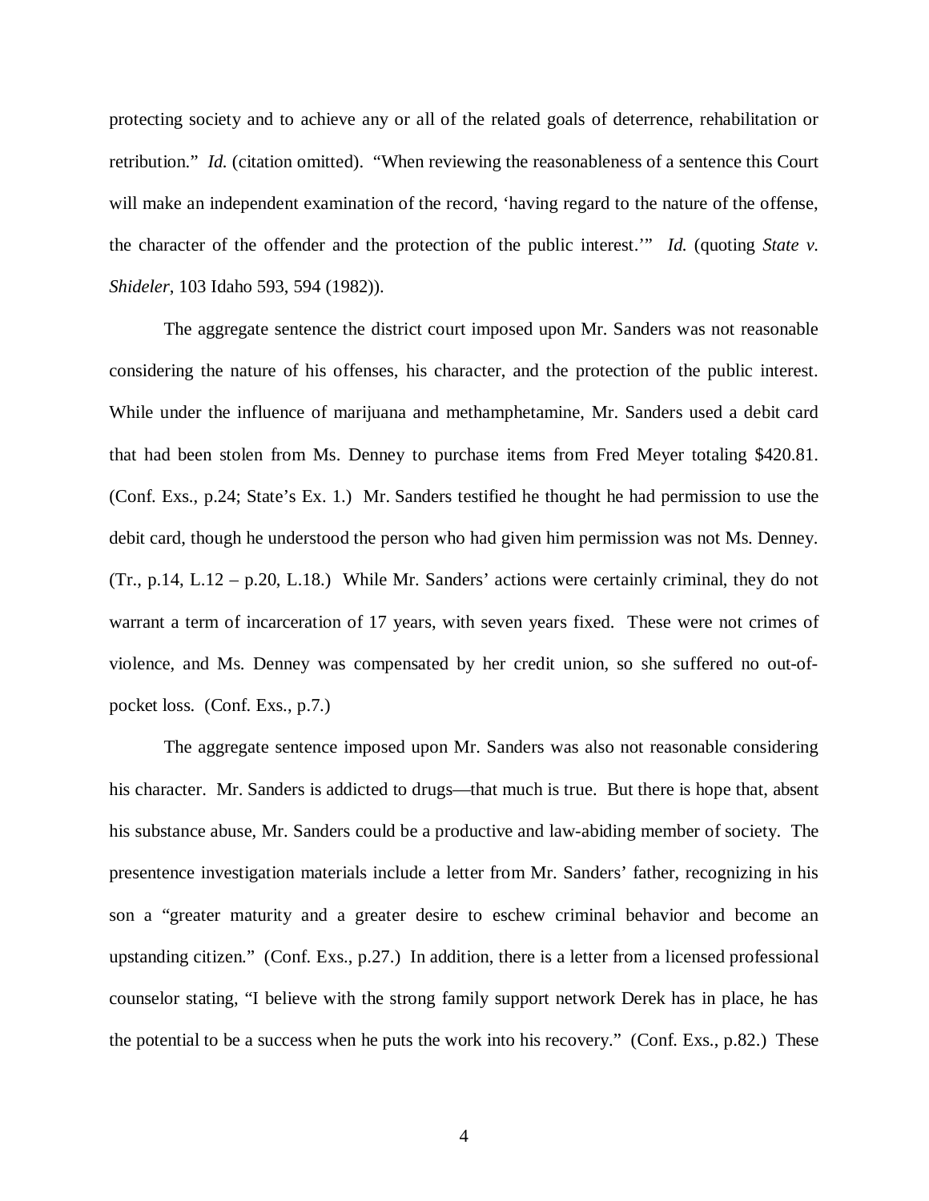protecting society and to achieve any or all of the related goals of deterrence, rehabilitation or retribution." *Id.* (citation omitted). "When reviewing the reasonableness of a sentence this Court will make an independent examination of the record, 'having regard to the nature of the offense, the character of the offender and the protection of the public interest.'" *Id.* (quoting *State v. Shideler*, 103 Idaho 593, 594 (1982)).

The aggregate sentence the district court imposed upon Mr. Sanders was not reasonable considering the nature of his offenses, his character, and the protection of the public interest. While under the influence of marijuana and methamphetamine, Mr. Sanders used a debit card that had been stolen from Ms. Denney to purchase items from Fred Meyer totaling $420.81. (Conf. Exs., p.24; State's Ex. 1.) Mr. Sanders testified he thought he had permission to use the debit card, though he understood the person who had given him permission was not Ms. Denney. (Tr., p.14, L.12 – p.20, L.18.) While Mr. Sanders' actions were certainly criminal, they do not warrant a term of incarceration of 17 years, with seven years fixed. These were not crimes of violence, and Ms. Denney was compensated by her credit union, so she suffered no out-of-pocket loss. (Conf. Exs., p.7.)

The aggregate sentence imposed upon Mr. Sanders was also not reasonable considering his character. Mr. Sanders is addicted to drugs—that much is true. But there is hope that, absent his substance abuse, Mr. Sanders could be a productive and law-abiding member of society. The presentence investigation materials include a letter from Mr. Sanders' father, recognizing in his son a "greater maturity and a greater desire to eschew criminal behavior and become an upstanding citizen." (Conf. Exs., p.27.) In addition, there is a letter from a licensed professional counselor stating, "I believe with the strong family support network Derek has in place, he has the potential to be a success when he puts the work into his recovery." (Conf. Exs., p.82.) These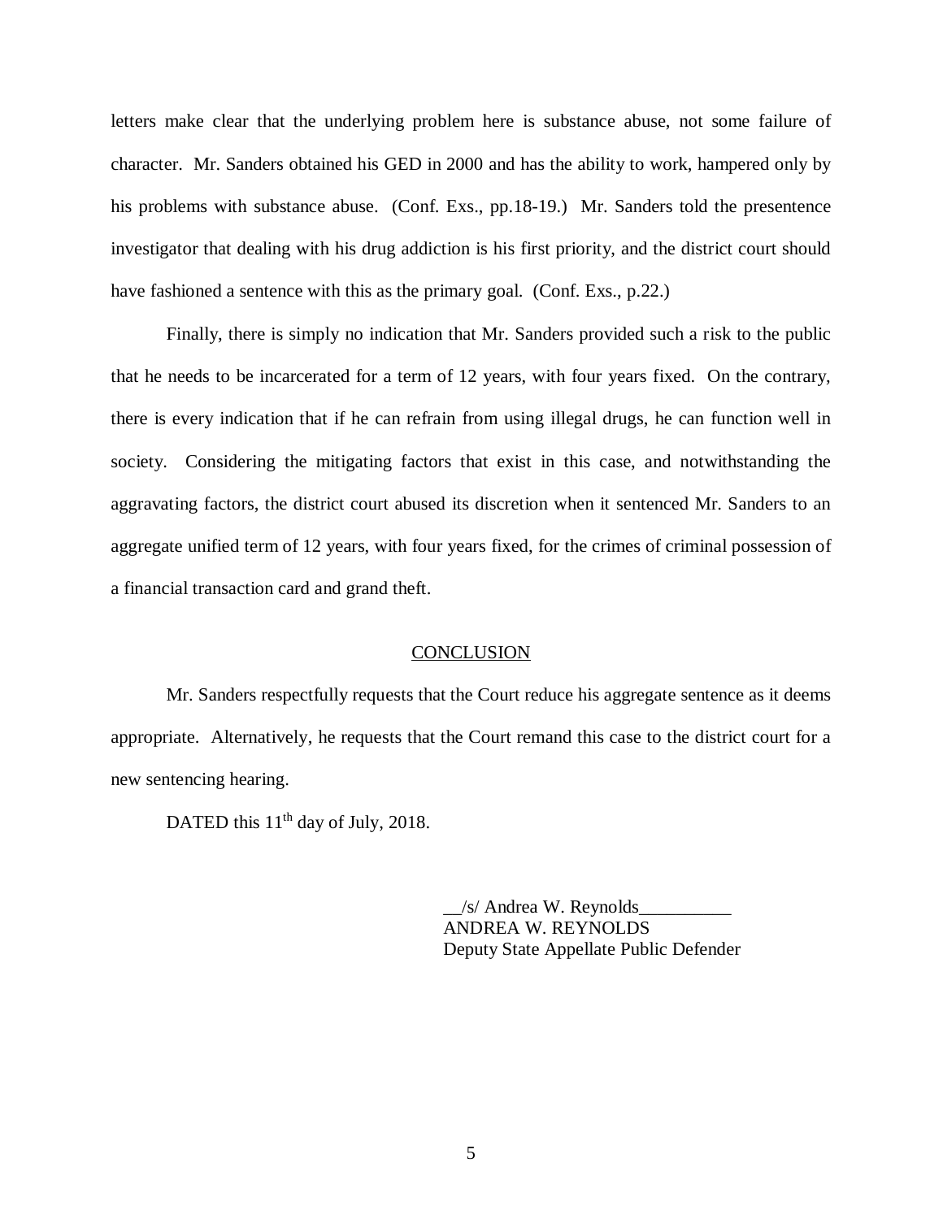letters make clear that the underlying problem here is substance abuse, not some failure of character. Mr. Sanders obtained his GED in 2000 and has the ability to work, hampered only by his problems with substance abuse. (Conf. Exs., pp.18-19.) Mr. Sanders told the presentence investigator that dealing with his drug addiction is his first priority, and the district court should have fashioned a sentence with this as the primary goal. (Conf. Exs., p.22.)

Finally, there is simply no indication that Mr. Sanders provided such a risk to the public that he needs to be incarcerated for a term of 12 years, with four years fixed. On the contrary, there is every indication that if he can refrain from using illegal drugs, he can function well in society. Considering the mitigating factors that exist in this case, and notwithstanding the aggravating factors, the district court abused its discretion when it sentenced Mr. Sanders to an aggregate unified term of 12 years, with four years fixed, for the crimes of criminal possession of a financial transaction card and grand theft.

## CONCLUSION

Mr. Sanders respectfully requests that the Court reduce his aggregate sentence as it deems appropriate. Alternatively, he requests that the Court remand this case to the district court for a new sentencing hearing.

DATED this 11th day of July, 2018.

__/s/ Andrea W. Reynolds__________
ANDREA W. REYNOLDS
Deputy State Appellate Public Defender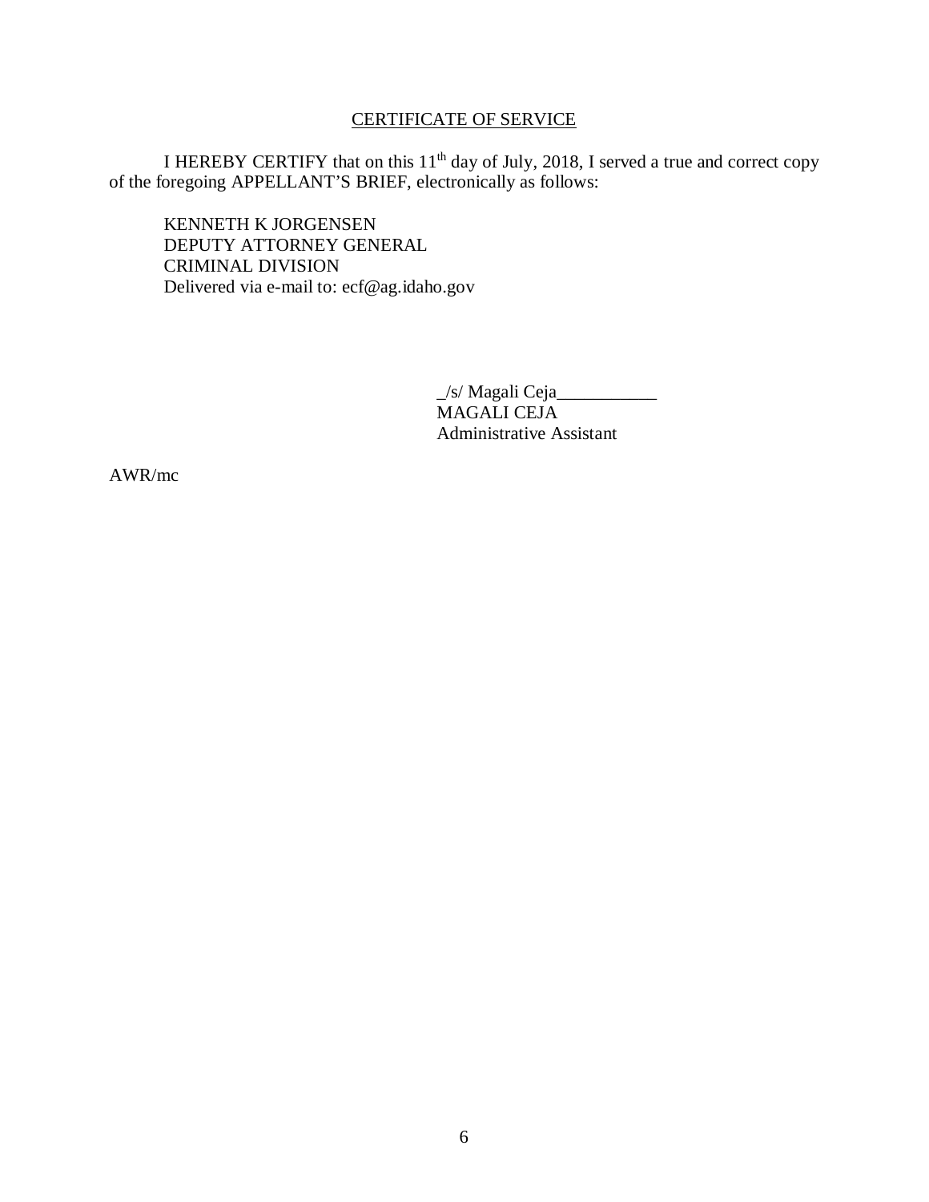## CERTIFICATE OF SERVICE

I HEREBY CERTIFY that on this 11th day of July, 2018, I served a true and correct copy of the foregoing APPELLANT'S BRIEF, electronically as follows:

KENNETH K JORGENSEN  
DEPUTY ATTORNEY GENERAL  
CRIMINAL DIVISION  
Delivered via e-mail to: ecf@ag.idaho.gov

_/s/ Magali Ceja___________  
MAGALI CEJA  
Administrative Assistant

AWR/mc